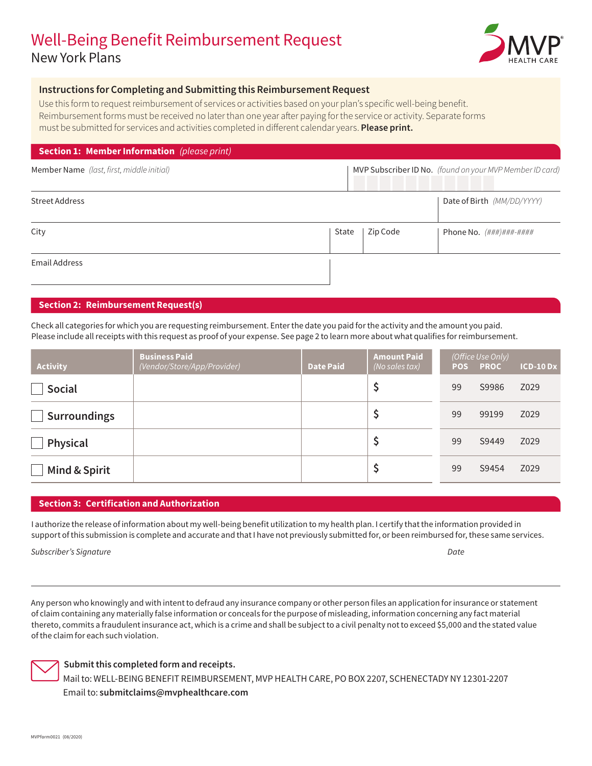# Well-Being Benefit Reimbursement Request

New York Plans

MVP HEALTH CARE

## Instructions for Completing and Submitting this Reimbursement Request

Use this form to request reimbursement of services or activities based on your plan's specific well-being benefit. Reimbursement forms must be received no later than one year after paying for the service or activity. Separate forms must be submitted for services and activities completed in different calendar years. **Please print.**

## Section 1: Member Information *(please print)*

| | | | |
|---|---|---|---|
| Member Name *(last, first, middle initial)* | | | MVP Subscriber ID No. *(found on your MVP Member ID card)* |
| Street Address | | | Date of Birth *(MM/DD/YYYY)* |
| City | State | Zip Code | Phone No. *(###)###-####* |
| Email Address | | | |

## Section 2: Reimbursement Request(s)

Check all categories for which you are requesting reimbursement. Enter the date you paid for the activity and the amount you paid. Please include all receipts with this request as proof of your expense. See page 2 to learn more about what qualifies for reimbursement.

| Activity | Business Paid *(Vendor/Store/App/Provider)* | Date Paid | Amount Paid *(No sales tax)* | *(Office Use Only)* POS | PROC | ICD-10 Dx |
|---|---|---|---|---|---|---|
| ☐ Social | | | $ | 99 | S9986 | Z029 |
| ☐ Surroundings | | | $ | 99 | 99199 | Z029 |
| ☐ Physical | | | $ | 99 | S9449 | Z029 |
| ☐ Mind & Spirit | | | $ | 99 | S9454 | Z029 |

## Section 3: Certification and Authorization

I authorize the release of information about my well-being benefit utilization to my health plan. I certify that the information provided in support of this submission is complete and accurate and that I have not previously submitted for, or been reimbursed for, these same services.

*Subscriber's Signature* *Date*

Any person who knowingly and with intent to defraud any insurance company or other person files an application for insurance or statement of claim containing any materially false information or conceals for the purpose of misleading, information concerning any fact material thereto, commits a fraudulent insurance act, which is a crime and shall be subject to a civil penalty not to exceed $5,000 and the stated value of the claim for each such violation.

**Submit this completed form and receipts.**

Mail to: WELL-BEING BENEFIT REIMBURSEMENT, MVP HEALTH CARE, PO BOX 2207, SCHENECTADY NY 12301-2207

Email to: **submitclaims@mvphealthcare.com**

MVPform0021 (08/2020)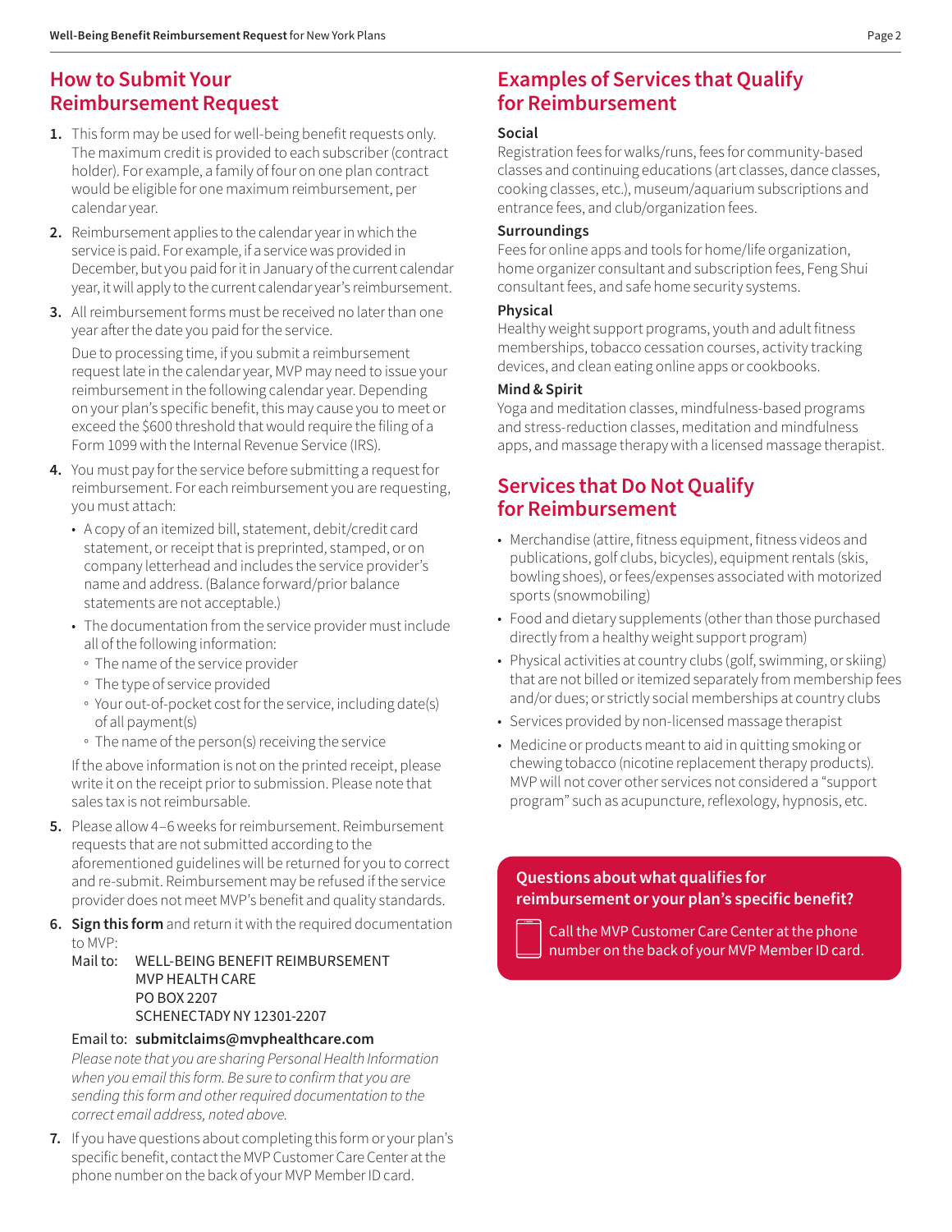## How to Submit Your Reimbursement Request

1. This form may be used for well-being benefit requests only. The maximum credit is provided to each subscriber (contract holder). For example, a family of four on one plan contract would be eligible for one maximum reimbursement, per calendar year.
2. Reimbursement applies to the calendar year in which the service is paid. For example, if a service was provided in December, but you paid for it in January of the current calendar year, it will apply to the current calendar year's reimbursement.
3. All reimbursement forms must be received no later than one year after the date you paid for the service.

   Due to processing time, if you submit a reimbursement request late in the calendar year, MVP may need to issue your reimbursement in the following calendar year. Depending on your plan's specific benefit, this may cause you to meet or exceed the $600 threshold that would require the filing of a Form 1099 with the Internal Revenue Service (IRS).
4. You must pay for the service before submitting a request for reimbursement. For each reimbursement you are requesting, you must attach:
   - A copy of an itemized bill, statement, debit/credit card statement, or receipt that is preprinted, stamped, or on company letterhead and includes the service provider's name and address. (Balance forward/prior balance statements are not acceptable.)
   - The documentation from the service provider must include all of the following information:
     - The name of the service provider
     - The type of service provided
     - Your out-of-pocket cost for the service, including date(s) of all payment(s)
     - The name of the person(s) receiving the service

   If the above information is not on the printed receipt, please write it on the receipt prior to submission. Please note that sales tax is not reimbursable.
5. Please allow 4–6 weeks for reimbursement. Reimbursement requests that are not submitted according to the aforementioned guidelines will be returned for you to correct and re-submit. Reimbursement may be refused if the service provider does not meet MVP's benefit and quality standards.
6. **Sign this form** and return it with the required documentation to MVP:

   Mail to: WELL-BEING BENEFIT REIMBURSEMENT
   MVP HEALTH CARE
   PO BOX 2207
   SCHENECTADY NY 12301-2207

   Email to: **submitclaims@mvphealthcare.com**

   *Please note that you are sharing Personal Health Information when you email this form. Be sure to confirm that you are sending this form and other required documentation to the correct email address, noted above.*
7. If you have questions about completing this form or your plan's specific benefit, contact the MVP Customer Care Center at the phone number on the back of your MVP Member ID card.

## Examples of Services that Qualify for Reimbursement

### Social

Registration fees for walks/runs, fees for community-based classes and continuing educations (art classes, dance classes, cooking classes, etc.), museum/aquarium subscriptions and entrance fees, and club/organization fees.

### Surroundings

Fees for online apps and tools for home/life organization, home organizer consultant and subscription fees, Feng Shui consultant fees, and safe home security systems.

### Physical

Healthy weight support programs, youth and adult fitness memberships, tobacco cessation courses, activity tracking devices, and clean eating online apps or cookbooks.

### Mind & Spirit

Yoga and meditation classes, mindfulness-based programs and stress-reduction classes, meditation and mindfulness apps, and massage therapy with a licensed massage therapist.

## Services that Do Not Qualify for Reimbursement

- Merchandise (attire, fitness equipment, fitness videos and publications, golf clubs, bicycles), equipment rentals (skis, bowling shoes), or fees/expenses associated with motorized sports (snowmobiling)
- Food and dietary supplements (other than those purchased directly from a healthy weight support program)
- Physical activities at country clubs (golf, swimming, or skiing) that are not billed or itemized separately from membership fees and/or dues; or strictly social memberships at country clubs
- Services provided by non-licensed massage therapist
- Medicine or products meant to aid in quitting smoking or chewing tobacco (nicotine replacement therapy products). MVP will not cover other services not considered a "support program" such as acupuncture, reflexology, hypnosis, etc.

**Questions about what qualifies for reimbursement or your plan's specific benefit?**

Call the MVP Customer Care Center at the phone number on the back of your MVP Member ID card.